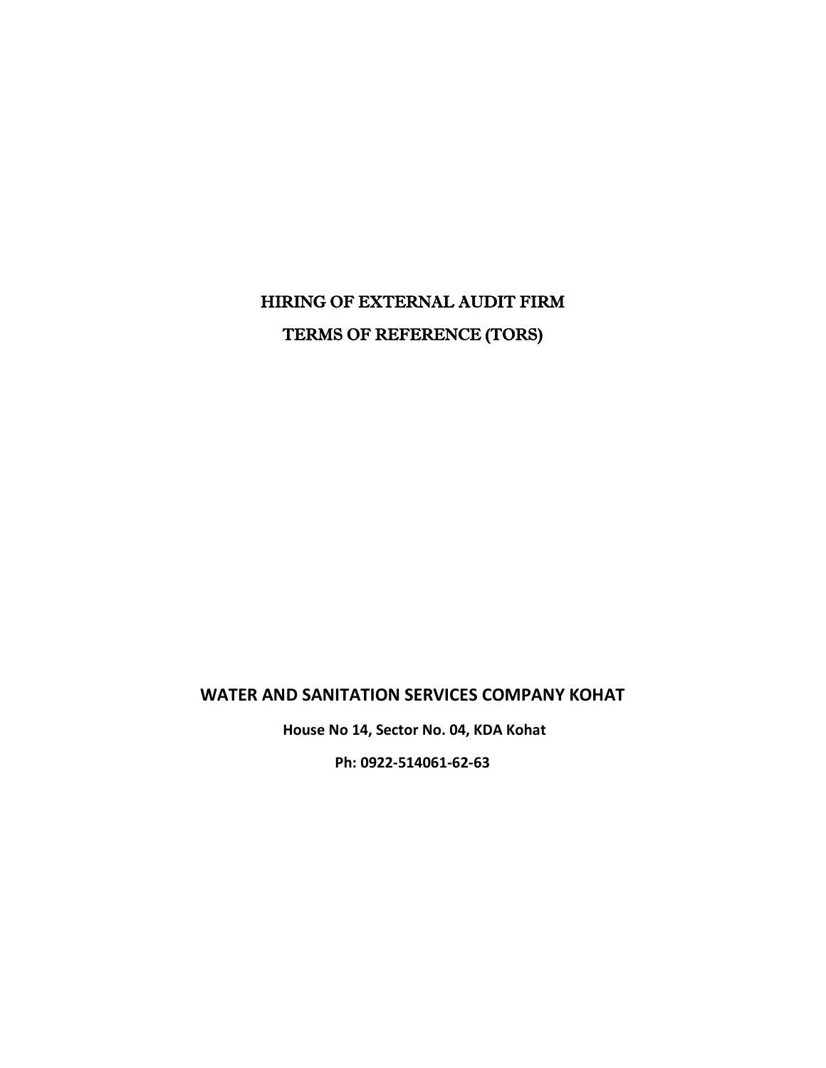# HIRING OF EXTERNAL AUDIT FIRM

# TERMS OF REFERENCE (TORS)

## WATER AND SANITATION SERVICES COMPANY KOHAT

**House No 14, Sector No. 04, KDA Kohat**

**Ph: 0922-514061-62-63**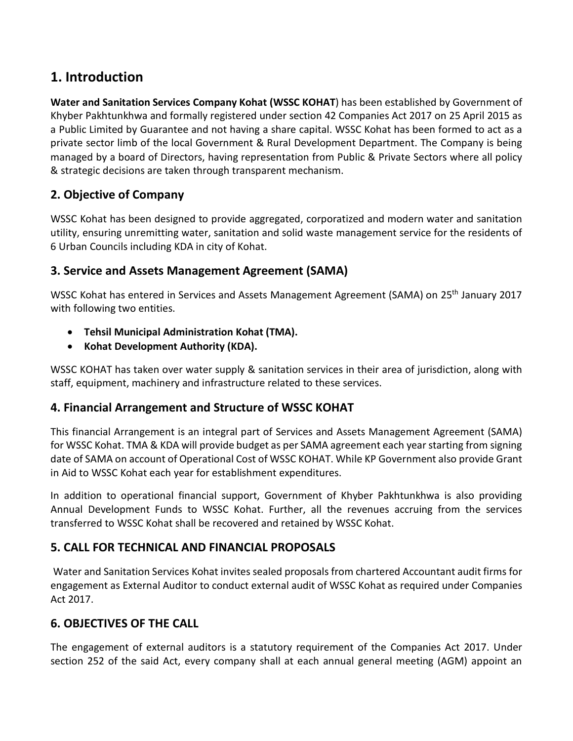## 1. Introduction

**Water and Sanitation Services Company Kohat (WSSC KOHAT**) has been established by Government of Khyber Pakhtunkhwa and formally registered under section 42 Companies Act 2017 on 25 April 2015 as a Public Limited by Guarantee and not having a share capital. WSSC Kohat has been formed to act as a private sector limb of the local Government & Rural Development Department. The Company is being managed by a board of Directors, having representation from Public & Private Sectors where all policy & strategic decisions are taken through transparent mechanism.

## 2. Objective of Company

WSSC Kohat has been designed to provide aggregated, corporatized and modern water and sanitation utility, ensuring unremitting water, sanitation and solid waste management service for the residents of 6 Urban Councils including KDA in city of Kohat.

## 3. Service and Assets Management Agreement (SAMA)

WSSC Kohat has entered in Services and Assets Management Agreement (SAMA) on 25th January 2017 with following two entities.

- **Tehsil Municipal Administration Kohat (TMA).**
- **Kohat Development Authority (KDA).**

WSSC KOHAT has taken over water supply & sanitation services in their area of jurisdiction, along with staff, equipment, machinery and infrastructure related to these services.

## 4. Financial Arrangement and Structure of WSSC KOHAT

This financial Arrangement is an integral part of Services and Assets Management Agreement (SAMA) for WSSC Kohat. TMA & KDA will provide budget as per SAMA agreement each year starting from signing date of SAMA on account of Operational Cost of WSSC KOHAT. While KP Government also provide Grant in Aid to WSSC Kohat each year for establishment expenditures.

In addition to operational financial support, Government of Khyber Pakhtunkhwa is also providing Annual Development Funds to WSSC Kohat. Further, all the revenues accruing from the services transferred to WSSC Kohat shall be recovered and retained by WSSC Kohat.

## 5. CALL FOR TECHNICAL AND FINANCIAL PROPOSALS

Water and Sanitation Services Kohat invites sealed proposals from chartered Accountant audit firms for engagement as External Auditor to conduct external audit of WSSC Kohat as required under Companies Act 2017.

## 6. OBJECTIVES OF THE CALL

The engagement of external auditors is a statutory requirement of the Companies Act 2017. Under section 252 of the said Act, every company shall at each annual general meeting (AGM) appoint an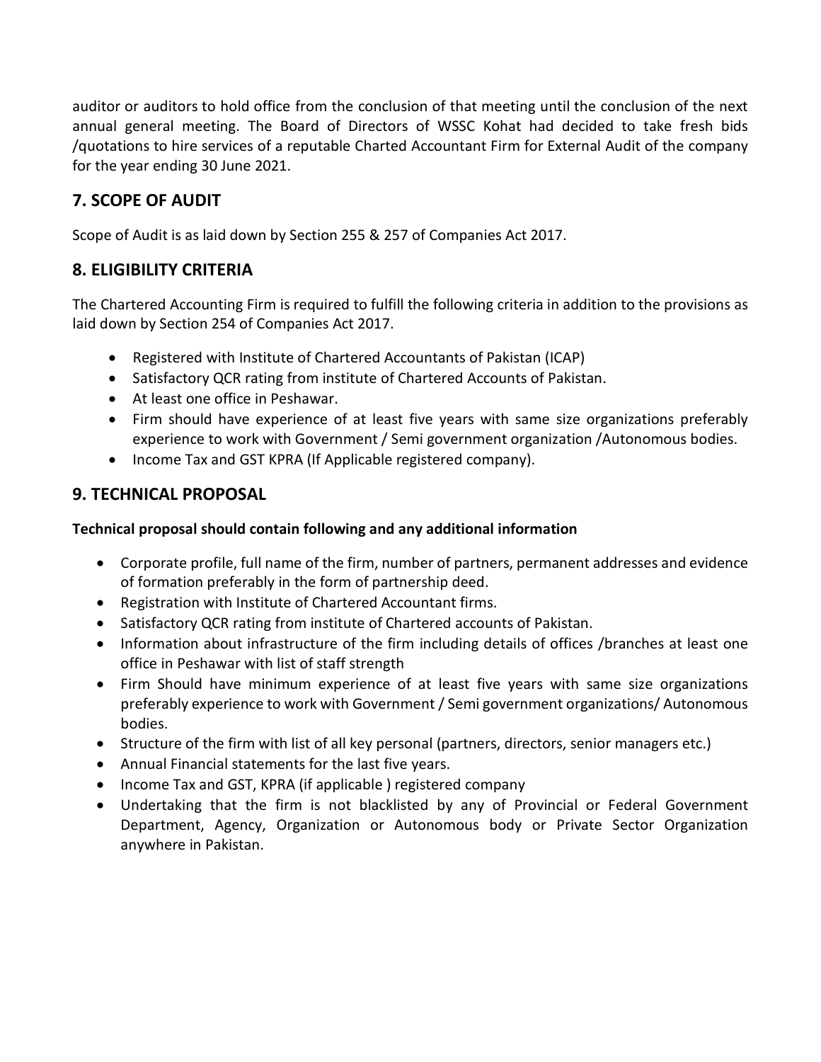auditor or auditors to hold office from the conclusion of that meeting until the conclusion of the next annual general meeting. The Board of Directors of WSSC Kohat had decided to take fresh bids /quotations to hire services of a reputable Charted Accountant Firm for External Audit of the company for the year ending 30 June 2021.

## 7. SCOPE OF AUDIT

Scope of Audit is as laid down by Section 255 & 257 of Companies Act 2017.

## 8. ELIGIBILITY CRITERIA

The Chartered Accounting Firm is required to fulfill the following criteria in addition to the provisions as laid down by Section 254 of Companies Act 2017.

- Registered with Institute of Chartered Accountants of Pakistan (ICAP)
- Satisfactory QCR rating from institute of Chartered Accounts of Pakistan.
- At least one office in Peshawar.
- Firm should have experience of at least five years with same size organizations preferably experience to work with Government / Semi government organization /Autonomous bodies.
- Income Tax and GST KPRA (If Applicable registered company).

## 9. TECHNICAL PROPOSAL

**Technical proposal should contain following and any additional information**

- Corporate profile, full name of the firm, number of partners, permanent addresses and evidence of formation preferably in the form of partnership deed.
- Registration with Institute of Chartered Accountant firms.
- Satisfactory QCR rating from institute of Chartered accounts of Pakistan.
- Information about infrastructure of the firm including details of offices /branches at least one office in Peshawar with list of staff strength
- Firm Should have minimum experience of at least five years with same size organizations preferably experience to work with Government / Semi government organizations/ Autonomous bodies.
- Structure of the firm with list of all key personal (partners, directors, senior managers etc.)
- Annual Financial statements for the last five years.
- Income Tax and GST, KPRA (if applicable ) registered company
- Undertaking that the firm is not blacklisted by any of Provincial or Federal Government Department, Agency, Organization or Autonomous body or Private Sector Organization anywhere in Pakistan.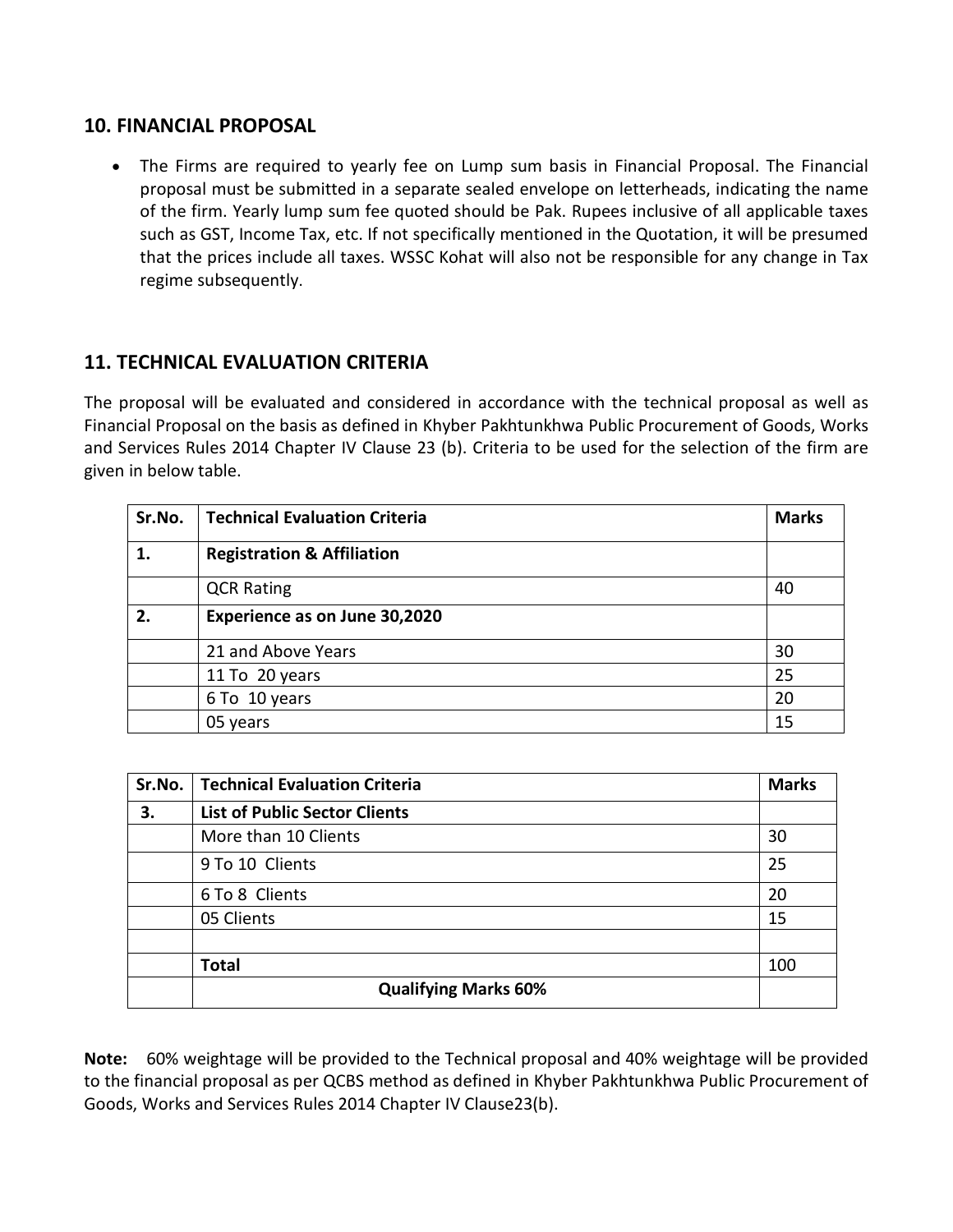## 10. FINANCIAL PROPOSAL

- The Firms are required to yearly fee on Lump sum basis in Financial Proposal. The Financial proposal must be submitted in a separate sealed envelope on letterheads, indicating the name of the firm. Yearly lump sum fee quoted should be Pak. Rupees inclusive of all applicable taxes such as GST, Income Tax, etc. If not specifically mentioned in the Quotation, it will be presumed that the prices include all taxes. WSSC Kohat will also not be responsible for any change in Tax regime subsequently.

## 11. TECHNICAL EVALUATION CRITERIA

The proposal will be evaluated and considered in accordance with the technical proposal as well as Financial Proposal on the basis as defined in Khyber Pakhtunkhwa Public Procurement of Goods, Works and Services Rules 2014 Chapter IV Clause 23 (b). Criteria to be used for the selection of the firm are given in below table.

| Sr.No. | Technical Evaluation Criteria | Marks |
|---|---|---|
| **1.** | **Registration & Affiliation** | |
| | QCR Rating | 40 |
| **2.** | **Experience as on June 30,2020** | |
| | 21 and Above Years | 30 |
| | 11 To 20 years | 25 |
| | 6 To 10 years | 20 |
| | 05 years | 15 |
| **3.** | **List of Public Sector Clients** | |
| | More than 10 Clients | 30 |
| | 9 To 10 Clients | 25 |
| | 6 To 8 Clients | 20 |
| | 05 Clients | 15 |
| | | |
| | **Total** | 100 |
| | **Qualifying Marks 60%** | |

**Note:** 60% weightage will be provided to the Technical proposal and 40% weightage will be provided to the financial proposal as per QCBS method as defined in Khyber Pakhtunkhwa Public Procurement of Goods, Works and Services Rules 2014 Chapter IV Clause23(b).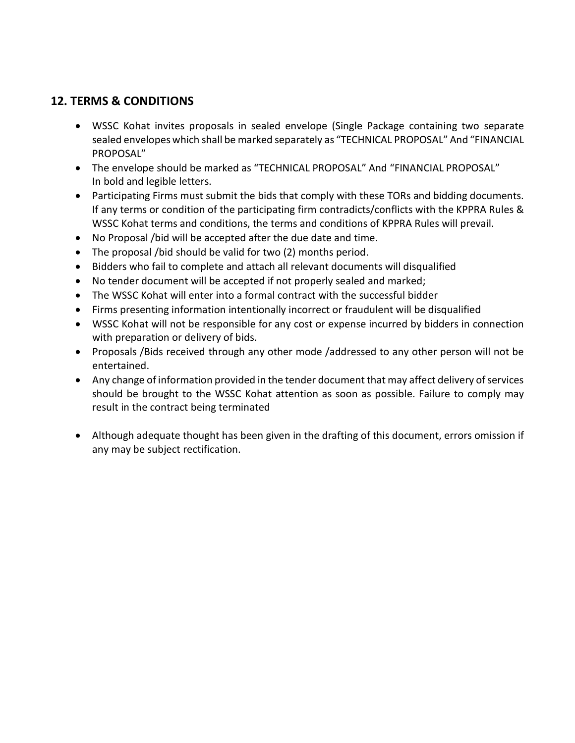## 12. TERMS & CONDITIONS

- WSSC Kohat invites proposals in sealed envelope (Single Package containing two separate sealed envelopes which shall be marked separately as "TECHNICAL PROPOSAL" And "FINANCIAL PROPOSAL"
- The envelope should be marked as "TECHNICAL PROPOSAL" And "FINANCIAL PROPOSAL" In bold and legible letters.
- Participating Firms must submit the bids that comply with these TORs and bidding documents. If any terms or condition of the participating firm contradicts/conflicts with the KPPRA Rules & WSSC Kohat terms and conditions, the terms and conditions of KPPRA Rules will prevail.
- No Proposal /bid will be accepted after the due date and time.
- The proposal /bid should be valid for two (2) months period.
- Bidders who fail to complete and attach all relevant documents will disqualified
- No tender document will be accepted if not properly sealed and marked;
- The WSSC Kohat will enter into a formal contract with the successful bidder
- Firms presenting information intentionally incorrect or fraudulent will be disqualified
- WSSC Kohat will not be responsible for any cost or expense incurred by bidders in connection with preparation or delivery of bids.
- Proposals /Bids received through any other mode /addressed to any other person will not be entertained.
- Any change of information provided in the tender document that may affect delivery of services should be brought to the WSSC Kohat attention as soon as possible. Failure to comply may result in the contract being terminated
- Although adequate thought has been given in the drafting of this document, errors omission if any may be subject rectification.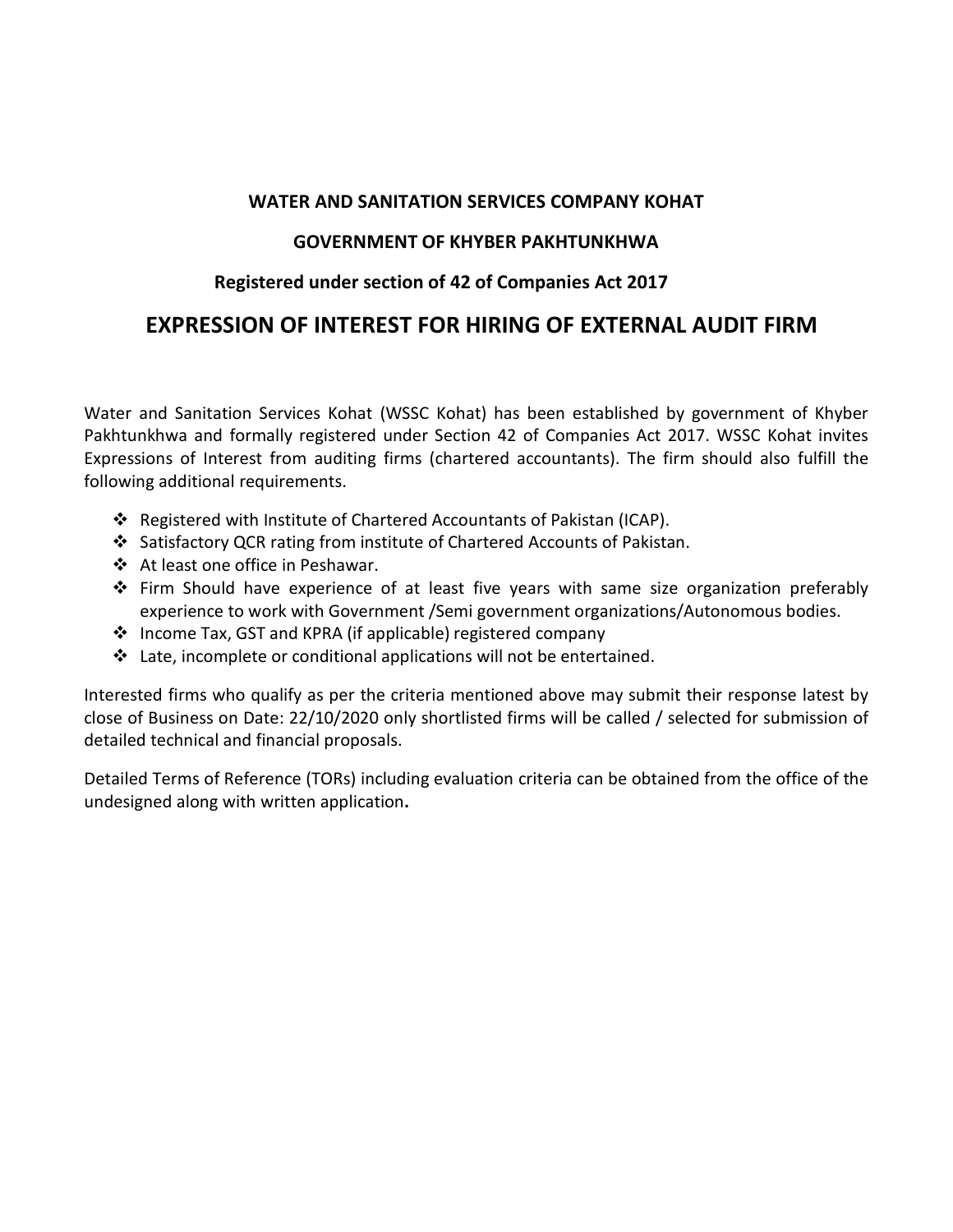**WATER AND SANITATION SERVICES COMPANY KOHAT**

**GOVERNMENT OF KHYBER PAKHTUNKHWA**

**Registered under section of 42 of Companies Act 2017**

## EXPRESSION OF INTEREST FOR HIRING OF EXTERNAL AUDIT FIRM

Water and Sanitation Services Kohat (WSSC Kohat) has been established by government of Khyber Pakhtunkhwa and formally registered under Section 42 of Companies Act 2017. WSSC Kohat invites Expressions of Interest from auditing firms (chartered accountants). The firm should also fulfill the following additional requirements.

- Registered with Institute of Chartered Accountants of Pakistan (ICAP).
- Satisfactory QCR rating from institute of Chartered Accounts of Pakistan.
- At least one office in Peshawar.
- Firm Should have experience of at least five years with same size organization preferably experience to work with Government /Semi government organizations/Autonomous bodies.
- Income Tax, GST and KPRA (if applicable) registered company
- Late, incomplete or conditional applications will not be entertained.

Interested firms who qualify as per the criteria mentioned above may submit their response latest by close of Business on Date: 22/10/2020 only shortlisted firms will be called / selected for submission of detailed technical and financial proposals.

Detailed Terms of Reference (TORs) including evaluation criteria can be obtained from the office of the undesigned along with written application**.**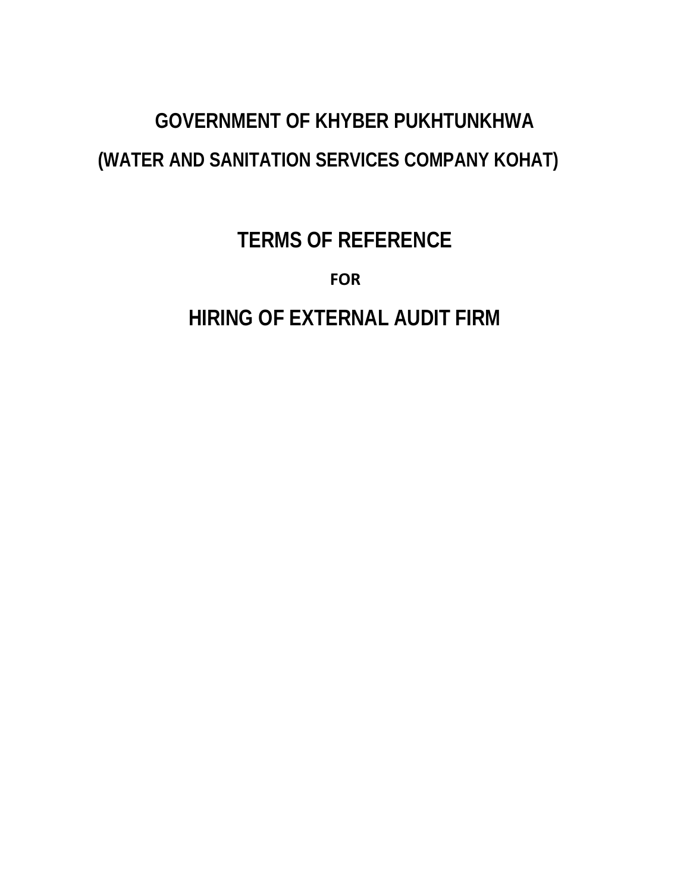# GOVERNMENT OF KHYBER PUKHTUNKHWA

## (WATER AND SANITATION SERVICES COMPANY KOHAT)

# TERMS OF REFERENCE

**FOR**

# HIRING OF EXTERNAL AUDIT FIRM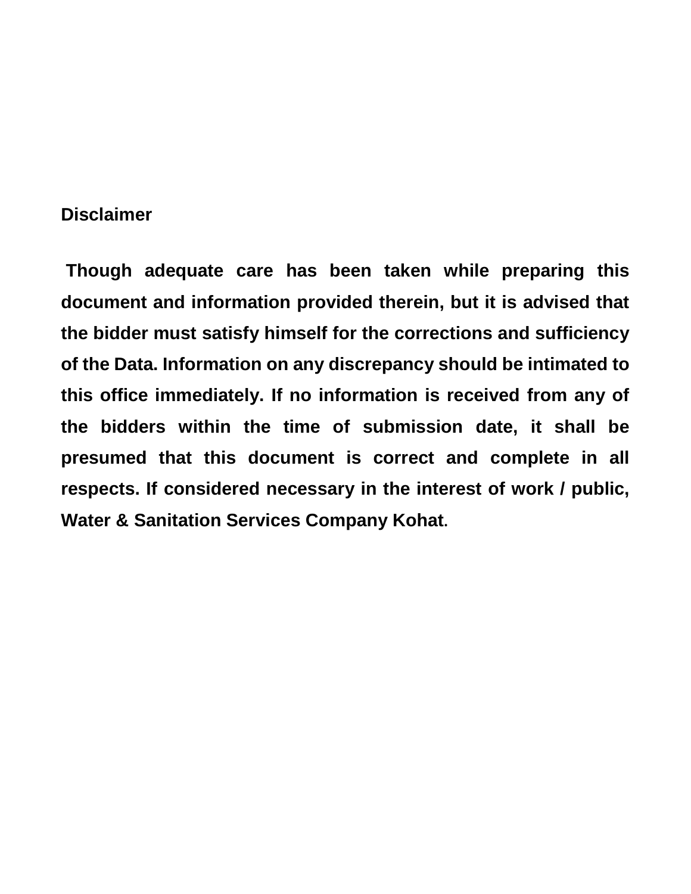**Disclaimer**

**Though adequate care has been taken while preparing this document and information provided therein, but it is advised that the bidder must satisfy himself for the corrections and sufficiency of the Data. Information on any discrepancy should be intimated to this office immediately. If no information is received from any of the bidders within the time of submission date, it shall be presumed that this document is correct and complete in all respects. If considered necessary in the interest of work / public, Water & Sanitation Services Company Kohat.**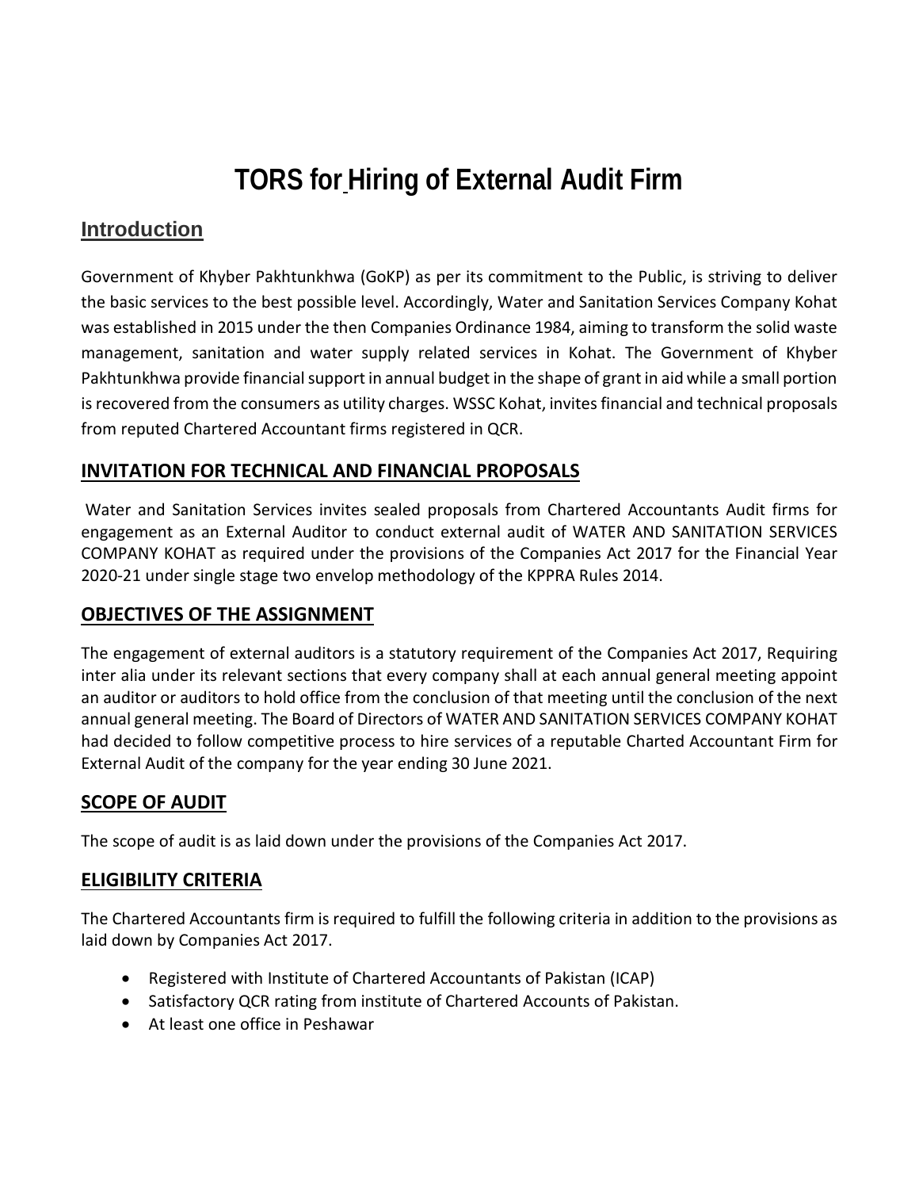# TORS for Hiring of External Audit Firm

## Introduction

Government of Khyber Pakhtunkhwa (GoKP) as per its commitment to the Public, is striving to deliver the basic services to the best possible level. Accordingly, Water and Sanitation Services Company Kohat was established in 2015 under the then Companies Ordinance 1984, aiming to transform the solid waste management, sanitation and water supply related services in Kohat. The Government of Khyber Pakhtunkhwa provide financial support in annual budget in the shape of grant in aid while a small portion is recovered from the consumers as utility charges. WSSC Kohat, invites financial and technical proposals from reputed Chartered Accountant firms registered in QCR.

## INVITATION FOR TECHNICAL AND FINANCIAL PROPOSALS

Water and Sanitation Services invites sealed proposals from Chartered Accountants Audit firms for engagement as an External Auditor to conduct external audit of WATER AND SANITATION SERVICES COMPANY KOHAT as required under the provisions of the Companies Act 2017 for the Financial Year 2020-21 under single stage two envelop methodology of the KPPRA Rules 2014.

## OBJECTIVES OF THE ASSIGNMENT

The engagement of external auditors is a statutory requirement of the Companies Act 2017, Requiring inter alia under its relevant sections that every company shall at each annual general meeting appoint an auditor or auditors to hold office from the conclusion of that meeting until the conclusion of the next annual general meeting. The Board of Directors of WATER AND SANITATION SERVICES COMPANY KOHAT had decided to follow competitive process to hire services of a reputable Charted Accountant Firm for External Audit of the company for the year ending 30 June 2021.

## SCOPE OF AUDIT

The scope of audit is as laid down under the provisions of the Companies Act 2017.

## ELIGIBILITY CRITERIA

The Chartered Accountants firm is required to fulfill the following criteria in addition to the provisions as laid down by Companies Act 2017.

- Registered with Institute of Chartered Accountants of Pakistan (ICAP)
- Satisfactory QCR rating from institute of Chartered Accounts of Pakistan.
- At least one office in Peshawar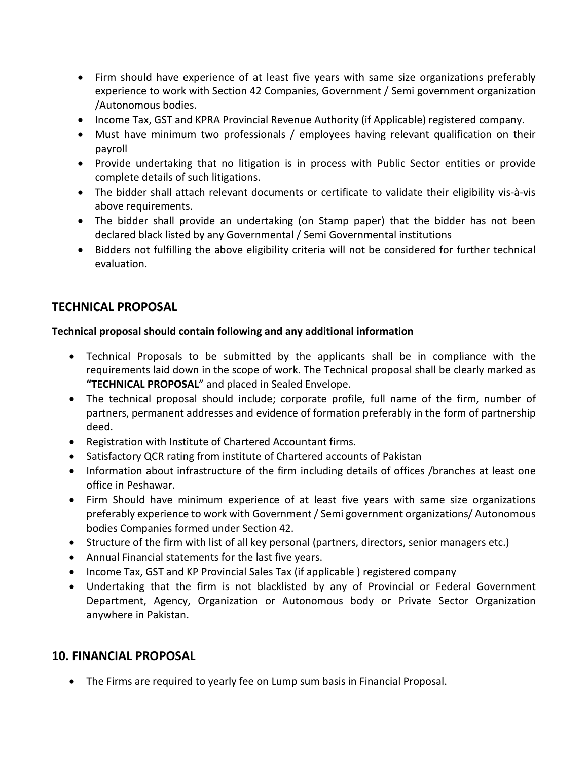- Firm should have experience of at least five years with same size organizations preferably experience to work with Section 42 Companies, Government / Semi government organization /Autonomous bodies.
- Income Tax, GST and KPRA Provincial Revenue Authority (if Applicable) registered company.
- Must have minimum two professionals / employees having relevant qualification on their payroll
- Provide undertaking that no litigation is in process with Public Sector entities or provide complete details of such litigations.
- The bidder shall attach relevant documents or certificate to validate their eligibility vis-à-vis above requirements.
- The bidder shall provide an undertaking (on Stamp paper) that the bidder has not been declared black listed by any Governmental / Semi Governmental institutions
- Bidders not fulfilling the above eligibility criteria will not be considered for further technical evaluation.

## TECHNICAL PROPOSAL

**Technical proposal should contain following and any additional information**

- Technical Proposals to be submitted by the applicants shall be in compliance with the requirements laid down in the scope of work. The Technical proposal shall be clearly marked as **"TECHNICAL PROPOSAL"** and placed in Sealed Envelope.
- The technical proposal should include; corporate profile, full name of the firm, number of partners, permanent addresses and evidence of formation preferably in the form of partnership deed.
- Registration with Institute of Chartered Accountant firms.
- Satisfactory QCR rating from institute of Chartered accounts of Pakistan
- Information about infrastructure of the firm including details of offices /branches at least one office in Peshawar.
- Firm Should have minimum experience of at least five years with same size organizations preferably experience to work with Government / Semi government organizations/ Autonomous bodies Companies formed under Section 42.
- Structure of the firm with list of all key personal (partners, directors, senior managers etc.)
- Annual Financial statements for the last five years.
- Income Tax, GST and KP Provincial Sales Tax (if applicable ) registered company
- Undertaking that the firm is not blacklisted by any of Provincial or Federal Government Department, Agency, Organization or Autonomous body or Private Sector Organization anywhere in Pakistan.

## 10. FINANCIAL PROPOSAL

- The Firms are required to yearly fee on Lump sum basis in Financial Proposal.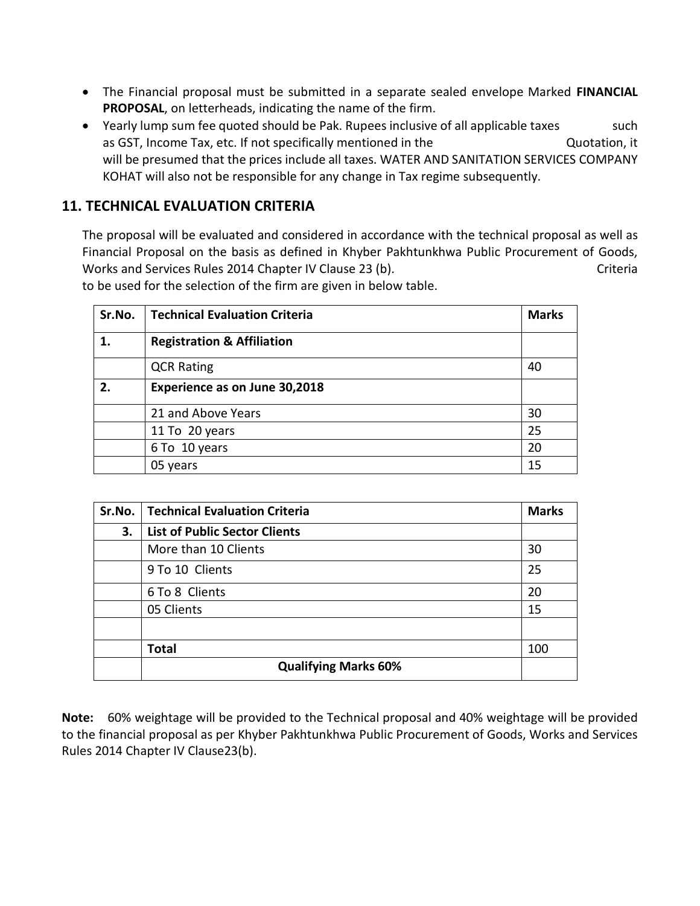- The Financial proposal must be submitted in a separate sealed envelope Marked **FINANCIAL PROPOSAL**, on letterheads, indicating the name of the firm.
- Yearly lump sum fee quoted should be Pak. Rupees inclusive of all applicable taxes such as GST, Income Tax, etc. If not specifically mentioned in the Quotation, it will be presumed that the prices include all taxes. WATER AND SANITATION SERVICES COMPANY KOHAT will also not be responsible for any change in Tax regime subsequently.

## 11. TECHNICAL EVALUATION CRITERIA

The proposal will be evaluated and considered in accordance with the technical proposal as well as Financial Proposal on the basis as defined in Khyber Pakhtunkhwa Public Procurement of Goods, Works and Services Rules 2014 Chapter IV Clause 23 (b). Criteria to be used for the selection of the firm are given in below table.

| Sr.No. | Technical Evaluation Criteria | Marks |
|---|---|---|
| **1.** | **Registration & Affiliation** | |
| | QCR Rating | 40 |
| **2.** | **Experience as on June 30,2018** | |
| | 21 and Above Years | 30 |
| | 11 To 20 years | 25 |
| | 6 To 10 years | 20 |
| | 05 years | 15 |

| Sr.No. | Technical Evaluation Criteria | Marks |
|---|---|---|
| **3.** | **List of Public Sector Clients** | |
| | More than 10 Clients | 30 |
| | 9 To 10 Clients | 25 |
| | 6 To 8 Clients | 20 |
| | 05 Clients | 15 |
| | | |
| | **Total** | 100 |
| | **Qualifying Marks 60%** | |

**Note:** 60% weightage will be provided to the Technical proposal and 40% weightage will be provided to the financial proposal as per Khyber Pakhtunkhwa Public Procurement of Goods, Works and Services Rules 2014 Chapter IV Clause23(b).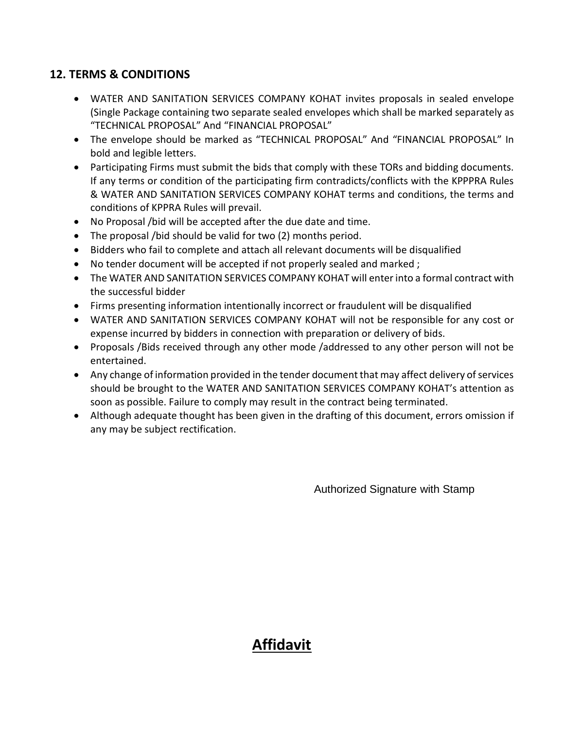## 12. TERMS & CONDITIONS

- WATER AND SANITATION SERVICES COMPANY KOHAT invites proposals in sealed envelope (Single Package containing two separate sealed envelopes which shall be marked separately as "TECHNICAL PROPOSAL" And "FINANCIAL PROPOSAL"
- The envelope should be marked as "TECHNICAL PROPOSAL" And "FINANCIAL PROPOSAL" In bold and legible letters.
- Participating Firms must submit the bids that comply with these TORs and bidding documents. If any terms or condition of the participating firm contradicts/conflicts with the KPPPRA Rules & WATER AND SANITATION SERVICES COMPANY KOHAT terms and conditions, the terms and conditions of KPPRA Rules will prevail.
- No Proposal /bid will be accepted after the due date and time.
- The proposal /bid should be valid for two (2) months period.
- Bidders who fail to complete and attach all relevant documents will be disqualified
- No tender document will be accepted if not properly sealed and marked ;
- The WATER AND SANITATION SERVICES COMPANY KOHAT will enter into a formal contract with the successful bidder
- Firms presenting information intentionally incorrect or fraudulent will be disqualified
- WATER AND SANITATION SERVICES COMPANY KOHAT will not be responsible for any cost or expense incurred by bidders in connection with preparation or delivery of bids.
- Proposals /Bids received through any other mode /addressed to any other person will not be entertained.
- Any change of information provided in the tender document that may affect delivery of services should be brought to the WATER AND SANITATION SERVICES COMPANY KOHAT's attention as soon as possible. Failure to comply may result in the contract being terminated.
- Although adequate thought has been given in the drafting of this document, errors omission if any may be subject rectification.

Authorized Signature with Stamp

# Affidavit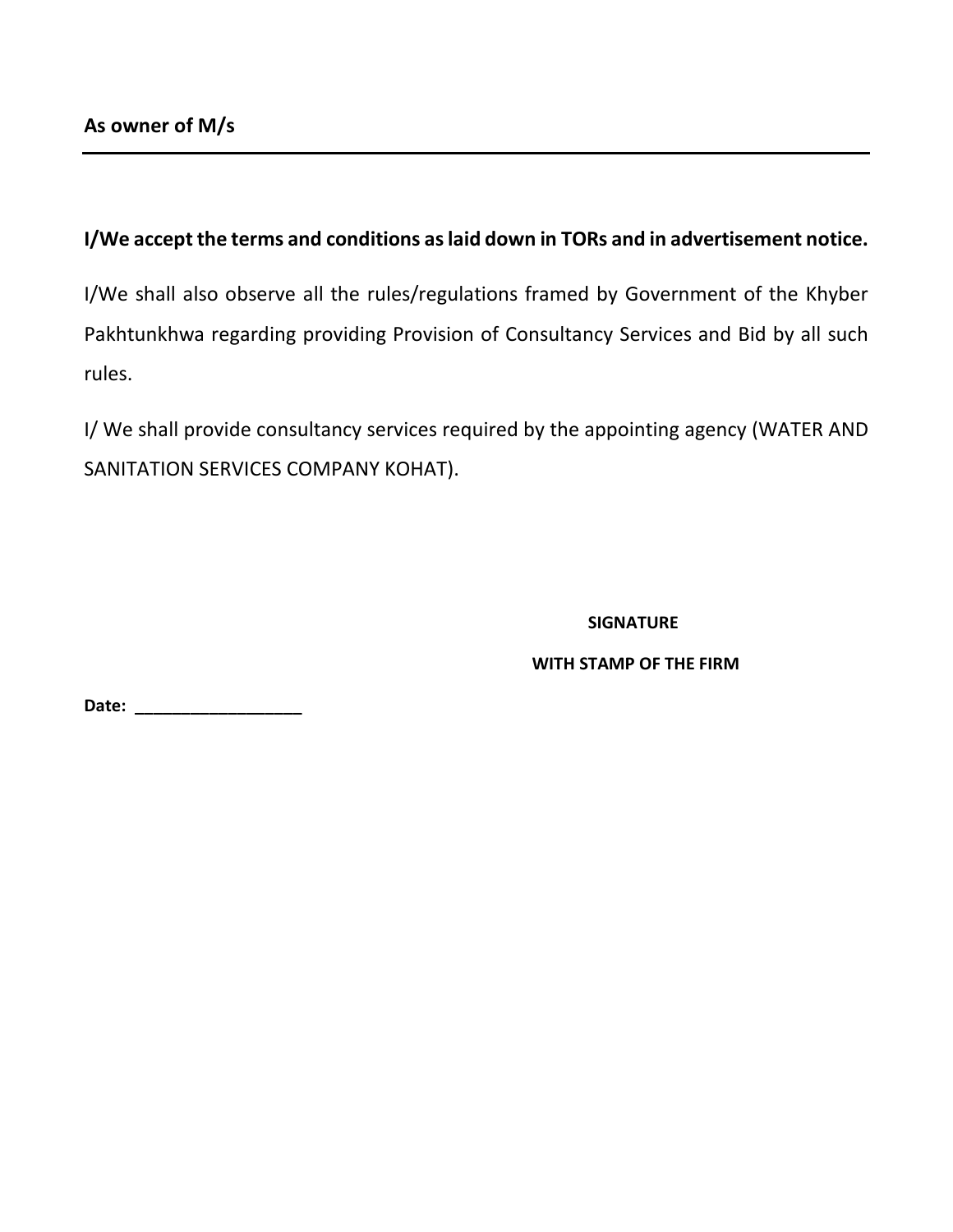**As owner of M/s**

---

**I/We accept the terms and conditions as laid down in TORs and in advertisement notice.**

I/We shall also observe all the rules/regulations framed by Government of the Khyber Pakhtunkhwa regarding providing Provision of Consultancy Services and Bid by all such rules.

I/ We shall provide consultancy services required by the appointing agency (WATER AND SANITATION SERVICES COMPANY KOHAT).

**SIGNATURE**

**WITH STAMP OF THE FIRM**

**Date:** __________________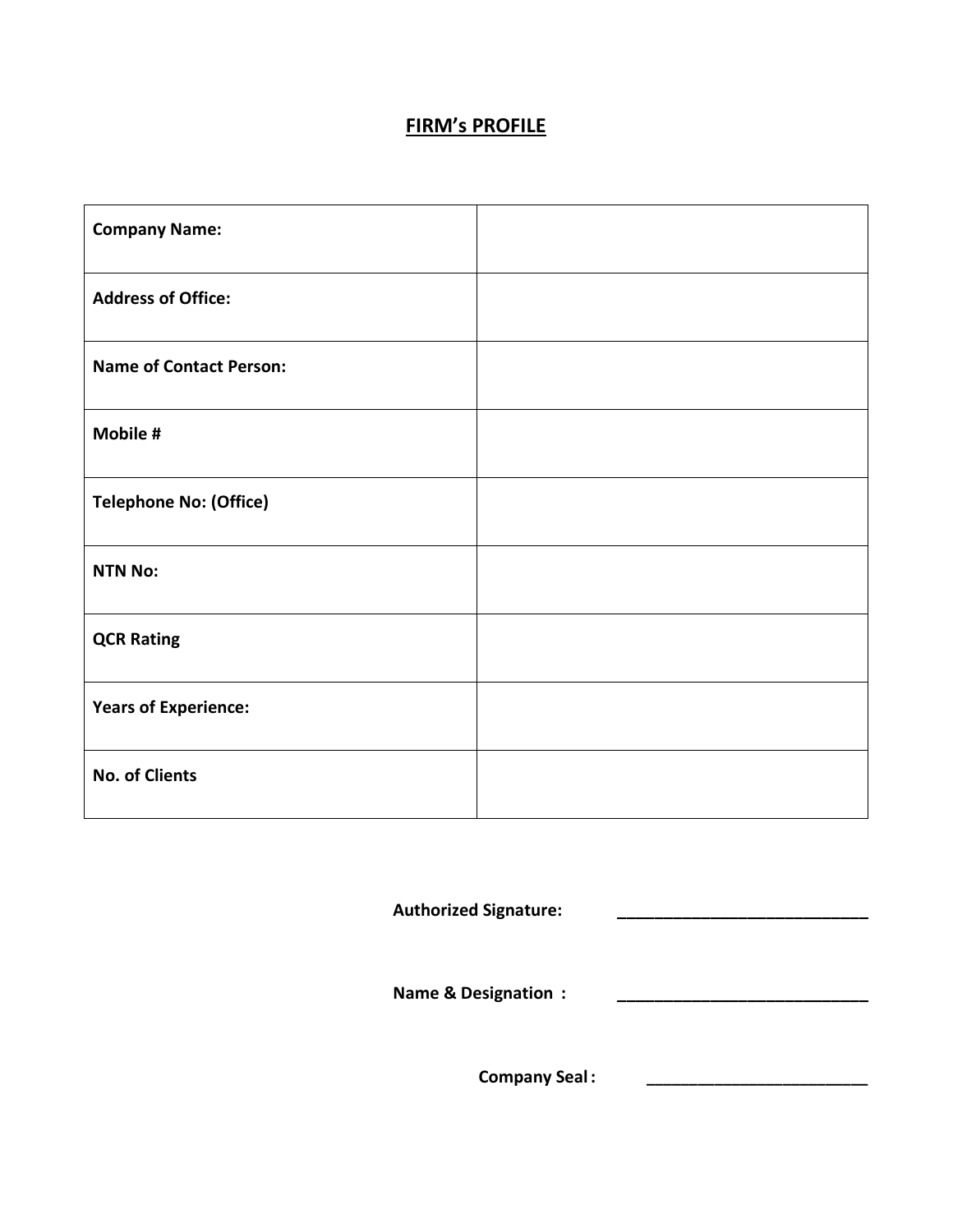## FIRM's PROFILE

| Company Name: | |
|---|---|
| Address of Office: | |
| Name of Contact Person: | |
| Mobile # | |
| Telephone No: (Office) | |
| NTN No: | |
| QCR Rating | |
| Years of Experience: | |
| No. of Clients | |

**Authorized Signature:** ____________________________

**Name & Designation :** ____________________________

**Company Seal :** __________________________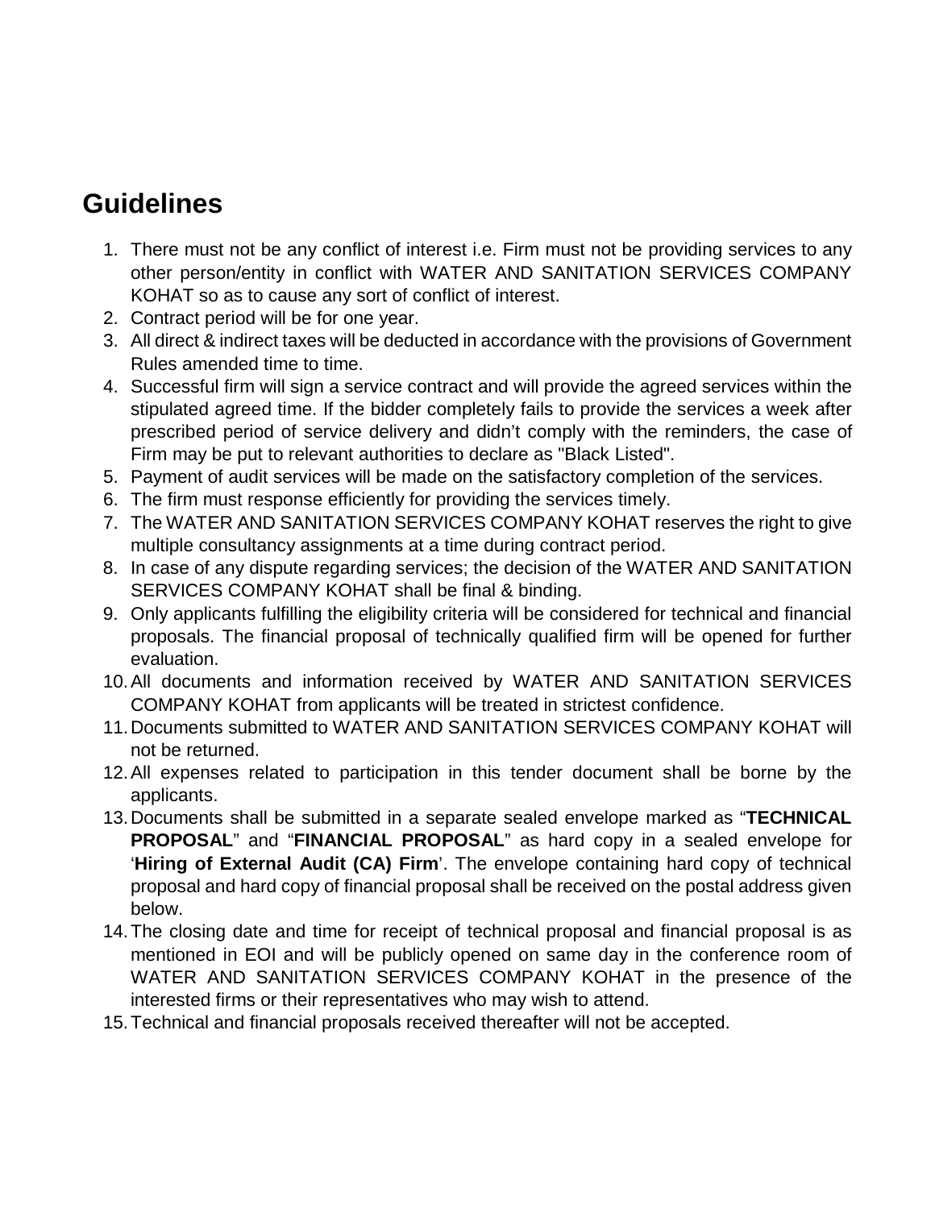# Guidelines

1. There must not be any conflict of interest i.e. Firm must not be providing services to any other person/entity in conflict with WATER AND SANITATION SERVICES COMPANY KOHAT so as to cause any sort of conflict of interest.
2. Contract period will be for one year.
3. All direct & indirect taxes will be deducted in accordance with the provisions of Government Rules amended time to time.
4. Successful firm will sign a service contract and will provide the agreed services within the stipulated agreed time. If the bidder completely fails to provide the services a week after prescribed period of service delivery and didn't comply with the reminders, the case of Firm may be put to relevant authorities to declare as "Black Listed".
5. Payment of audit services will be made on the satisfactory completion of the services.
6. The firm must response efficiently for providing the services timely.
7. The WATER AND SANITATION SERVICES COMPANY KOHAT reserves the right to give multiple consultancy assignments at a time during contract period.
8. In case of any dispute regarding services; the decision of the WATER AND SANITATION SERVICES COMPANY KOHAT shall be final & binding.
9. Only applicants fulfilling the eligibility criteria will be considered for technical and financial proposals. The financial proposal of technically qualified firm will be opened for further evaluation.
10. All documents and information received by WATER AND SANITATION SERVICES COMPANY KOHAT from applicants will be treated in strictest confidence.
11. Documents submitted to WATER AND SANITATION SERVICES COMPANY KOHAT will not be returned.
12. All expenses related to participation in this tender document shall be borne by the applicants.
13. Documents shall be submitted in a separate sealed envelope marked as "**TECHNICAL PROPOSAL**" and "**FINANCIAL PROPOSAL**" as hard copy in a sealed envelope for '**Hiring of External Audit (CA) Firm**'. The envelope containing hard copy of technical proposal and hard copy of financial proposal shall be received on the postal address given below.
14. The closing date and time for receipt of technical proposal and financial proposal is as mentioned in EOI and will be publicly opened on same day in the conference room of WATER AND SANITATION SERVICES COMPANY KOHAT in the presence of the interested firms or their representatives who may wish to attend.
15. Technical and financial proposals received thereafter will not be accepted.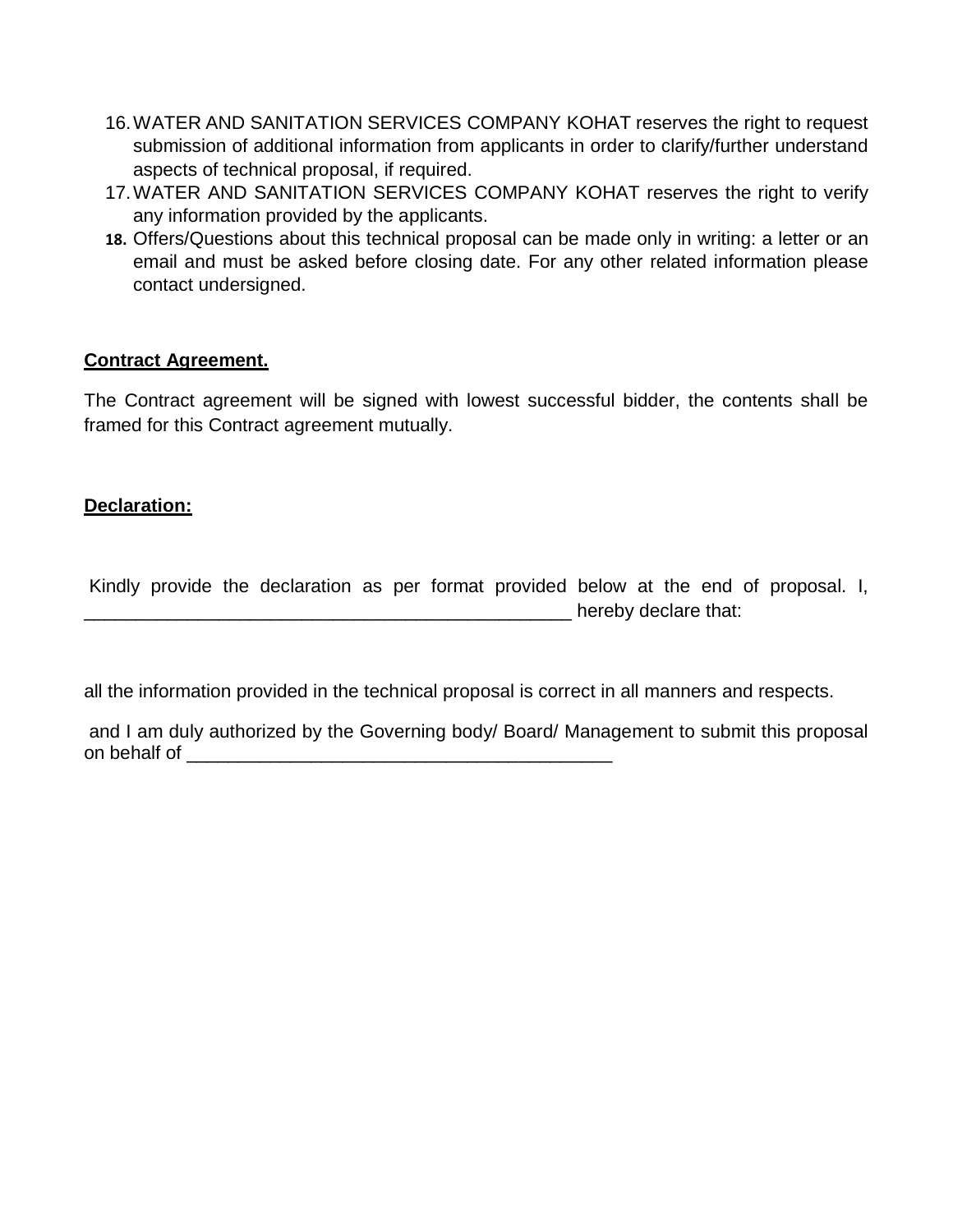16. WATER AND SANITATION SERVICES COMPANY KOHAT reserves the right to request submission of additional information from applicants in order to clarify/further understand aspects of technical proposal, if required.
17. WATER AND SANITATION SERVICES COMPANY KOHAT reserves the right to verify any information provided by the applicants.
18. Offers/Questions about this technical proposal can be made only in writing: a letter or an email and must be asked before closing date. For any other related information please contact undersigned.

**Contract Agreement.**

The Contract agreement will be signed with lowest successful bidder, the contents shall be framed for this Contract agreement mutually.

**Declaration:**

Kindly provide the declaration as per format provided below at the end of proposal. I, _________________________________________________ hereby declare that:

all the information provided in the technical proposal is correct in all manners and respects.

and I am duly authorized by the Governing body/ Board/ Management to submit this proposal on behalf of __________________________________________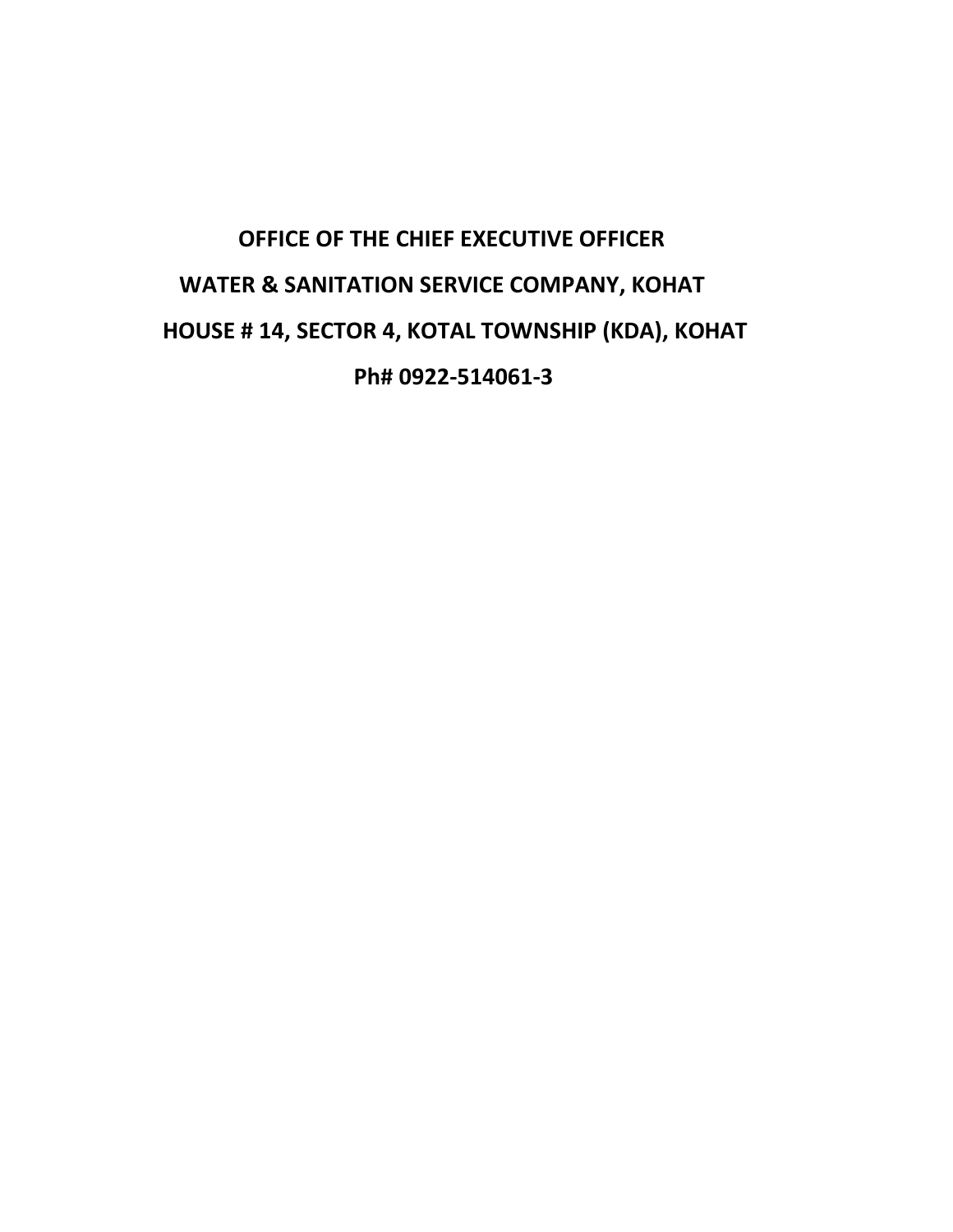**OFFICE OF THE CHIEF EXECUTIVE OFFICER**

**WATER & SANITATION SERVICE COMPANY, KOHAT**

**HOUSE # 14, SECTOR 4, KOTAL TOWNSHIP (KDA), KOHAT**

**Ph# 0922-514061-3**